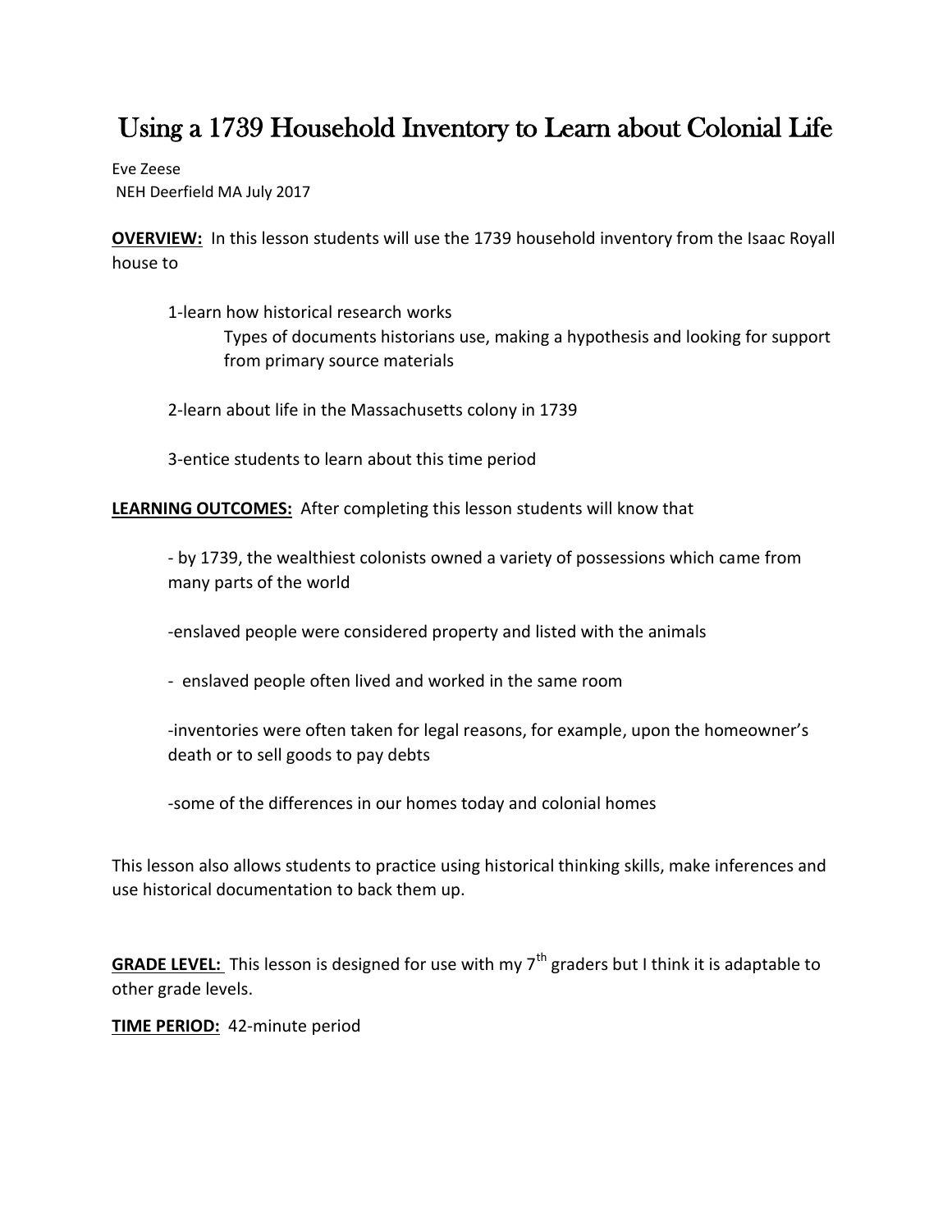# Using a 1739 Household Inventory to Learn about Colonial Life

Eve Zeese
NEH Deerfield MA July 2017

**OVERVIEW:** In this lesson students will use the 1739 household inventory from the Isaac Royall house to

1-learn how historical research works
   Types of documents historians use, making a hypothesis and looking for support from primary source materials

2-learn about life in the Massachusetts colony in 1739

3-entice students to learn about this time period

**LEARNING OUTCOMES:** After completing this lesson students will know that

- by 1739, the wealthiest colonists owned a variety of possessions which came from many parts of the world

-enslaved people were considered property and listed with the animals

- enslaved people often lived and worked in the same room

-inventories were often taken for legal reasons, for example, upon the homeowner's death or to sell goods to pay debts

-some of the differences in our homes today and colonial homes

This lesson also allows students to practice using historical thinking skills, make inferences and use historical documentation to back them up.

**GRADE LEVEL:** This lesson is designed for use with my 7th graders but I think it is adaptable to other grade levels.

**TIME PERIOD:** 42-minute period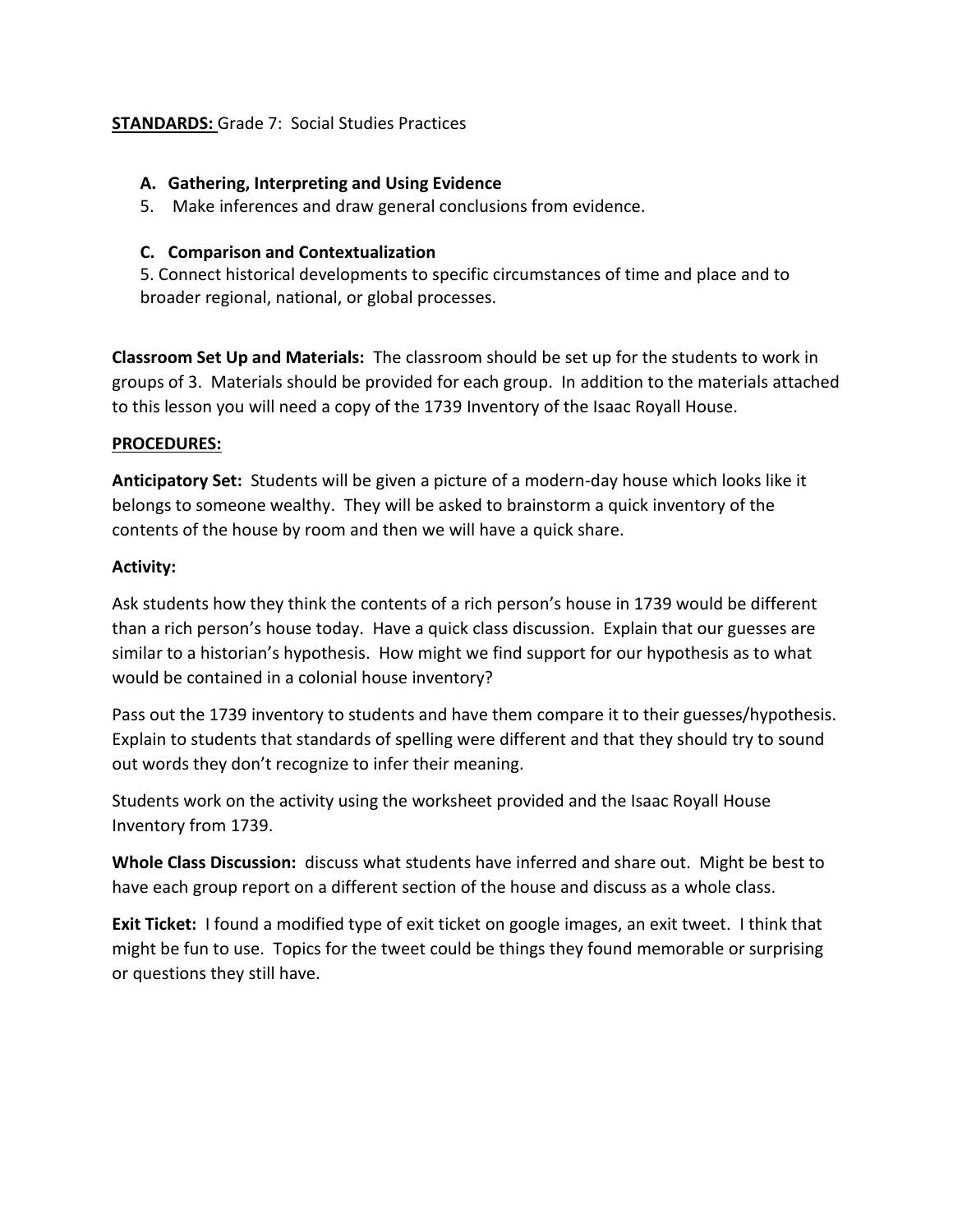**STANDARDS:** Grade 7: Social Studies Practices

**A. Gathering, Interpreting and Using Evidence**

5. Make inferences and draw general conclusions from evidence.

**C. Comparison and Contextualization**

5. Connect historical developments to specific circumstances of time and place and to broader regional, national, or global processes.

**Classroom Set Up and Materials:** The classroom should be set up for the students to work in groups of 3. Materials should be provided for each group. In addition to the materials attached to this lesson you will need a copy of the 1739 Inventory of the Isaac Royall House.

**PROCEDURES:**

**Anticipatory Set:** Students will be given a picture of a modern-day house which looks like it belongs to someone wealthy. They will be asked to brainstorm a quick inventory of the contents of the house by room and then we will have a quick share.

**Activity:**

Ask students how they think the contents of a rich person's house in 1739 would be different than a rich person's house today. Have a quick class discussion. Explain that our guesses are similar to a historian's hypothesis. How might we find support for our hypothesis as to what would be contained in a colonial house inventory?

Pass out the 1739 inventory to students and have them compare it to their guesses/hypothesis. Explain to students that standards of spelling were different and that they should try to sound out words they don't recognize to infer their meaning.

Students work on the activity using the worksheet provided and the Isaac Royall House Inventory from 1739.

**Whole Class Discussion:** discuss what students have inferred and share out. Might be best to have each group report on a different section of the house and discuss as a whole class.

**Exit Ticket:** I found a modified type of exit ticket on google images, an exit tweet. I think that might be fun to use. Topics for the tweet could be things they found memorable or surprising or questions they still have.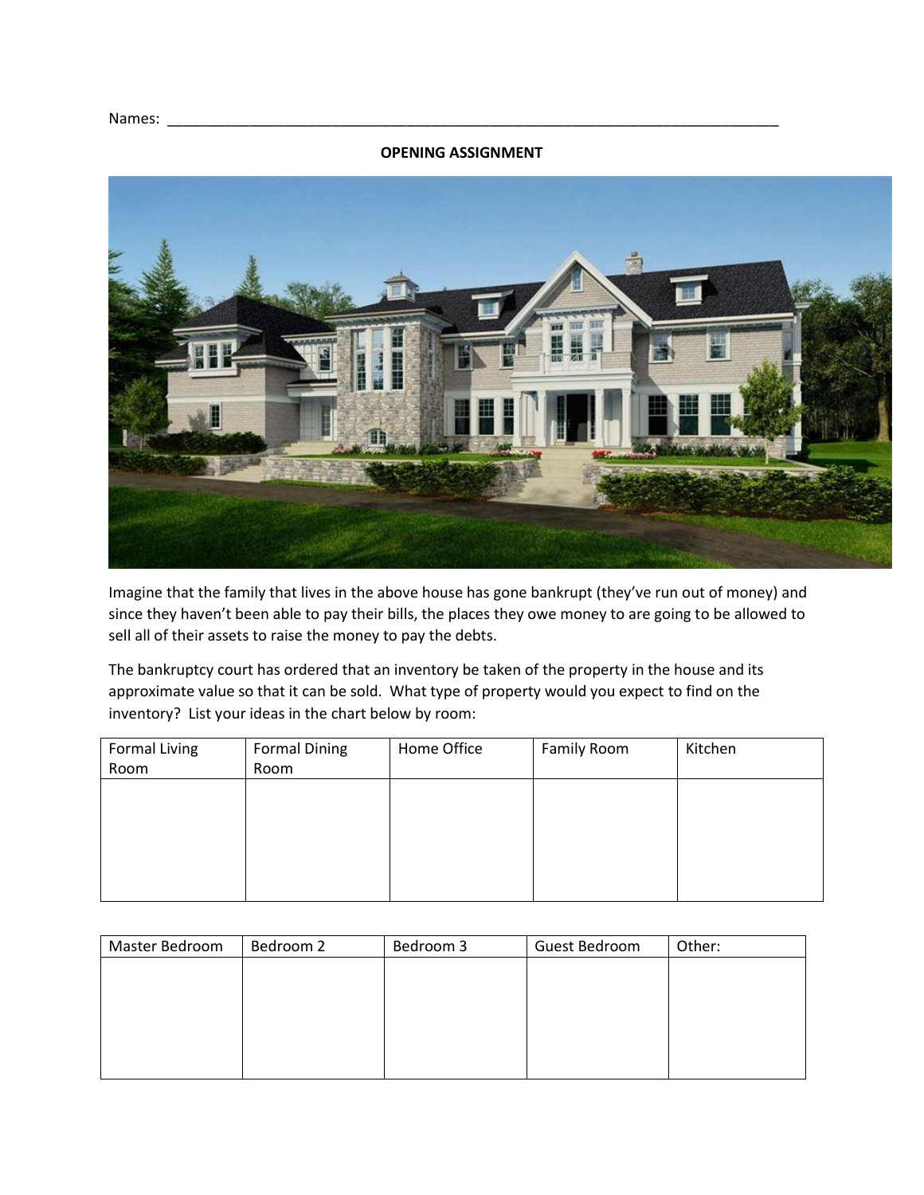Names: ___________________________________________________________________________

**OPENING ASSIGNMENT**

Imagine that the family that lives in the above house has gone bankrupt (they've run out of money) and since they haven't been able to pay their bills, the places they owe money to are going to be allowed to sell all of their assets to raise the money to pay the debts.

The bankruptcy court has ordered that an inventory be taken of the property in the house and its approximate value so that it can be sold. What type of property would you expect to find on the inventory? List your ideas in the chart below by room:

| Formal Living Room | Formal Dining Room | Home Office | Family Room | Kitchen |
|---|---|---|---|---|
| | | | | |

| Master Bedroom | Bedroom 2 | Bedroom 3 | Guest Bedroom | Other: |
|---|---|---|---|---|
| | | | | |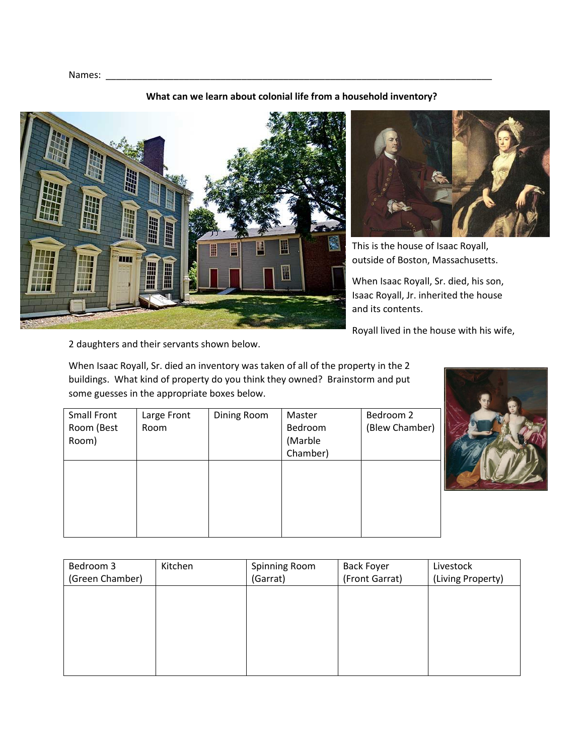Names: ___________________________________________________________________________

**What can we learn about colonial life from a household inventory?**

This is the house of Isaac Royall, outside of Boston, Massachusetts.

When Isaac Royall, Sr. died, his son, Isaac Royall, Jr. inherited the house and its contents.

Royall lived in the house with his wife, 2 daughters and their servants shown below.

When Isaac Royall, Sr. died an inventory was taken of all of the property in the 2 buildings. What kind of property do you think they owned? Brainstorm and put some guesses in the appropriate boxes below.

| Small Front Room (Best Room) | Large Front Room | Dining Room | Master Bedroom (Marble Chamber) | Bedroom 2 (Blew Chamber) |
|---|---|---|---|---|
| | | | | |

| Bedroom 3 (Green Chamber) | Kitchen | Spinning Room (Garrat) | Back Foyer (Front Garrat) | Livestock (Living Property) |
|---|---|---|---|---|
| | | | | |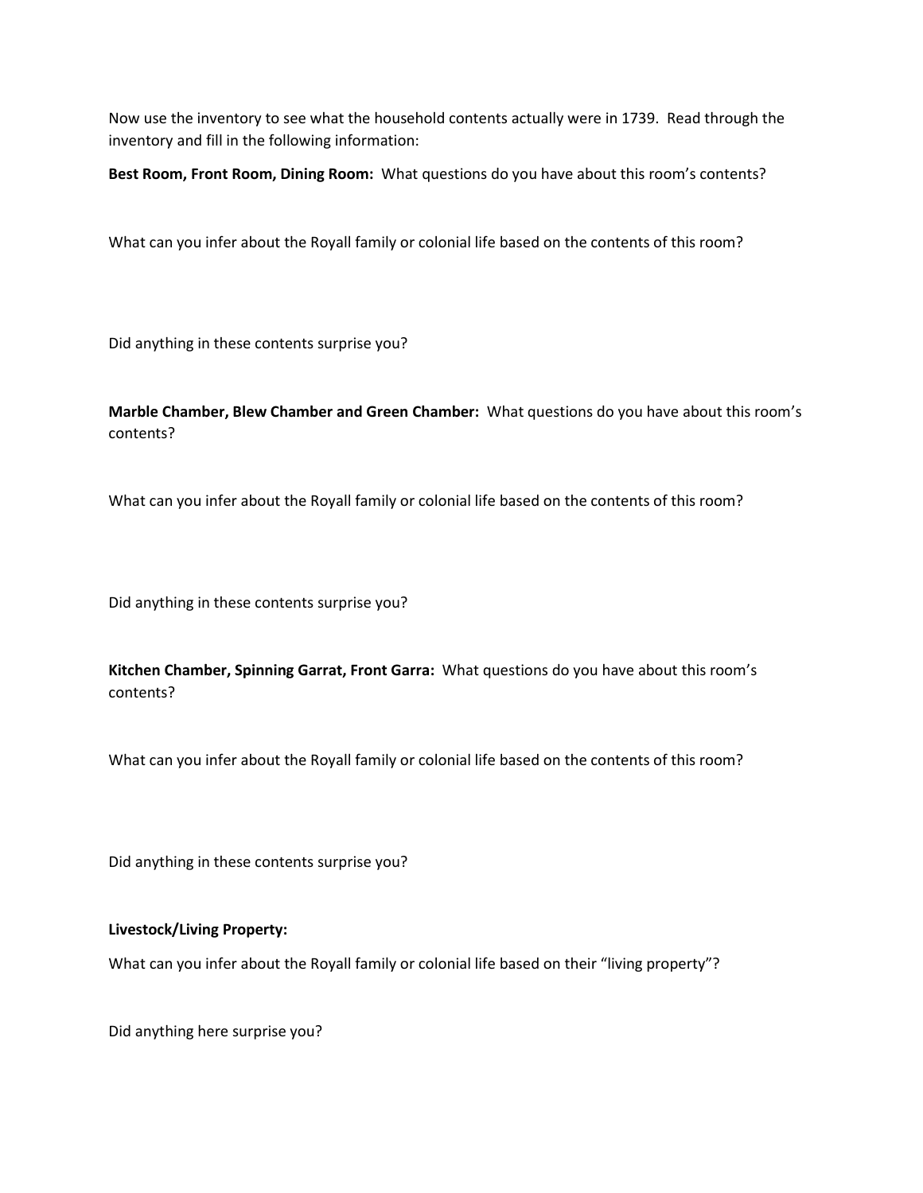Now use the inventory to see what the household contents actually were in 1739. Read through the inventory and fill in the following information:

**Best Room, Front Room, Dining Room:** What questions do you have about this room's contents?

What can you infer about the Royall family or colonial life based on the contents of this room?

Did anything in these contents surprise you?

**Marble Chamber, Blew Chamber and Green Chamber:** What questions do you have about this room's contents?

What can you infer about the Royall family or colonial life based on the contents of this room?

Did anything in these contents surprise you?

**Kitchen Chamber, Spinning Garrat, Front Garra:** What questions do you have about this room's contents?

What can you infer about the Royall family or colonial life based on the contents of this room?

Did anything in these contents surprise you?

**Livestock/Living Property:**

What can you infer about the Royall family or colonial life based on their "living property"?

Did anything here surprise you?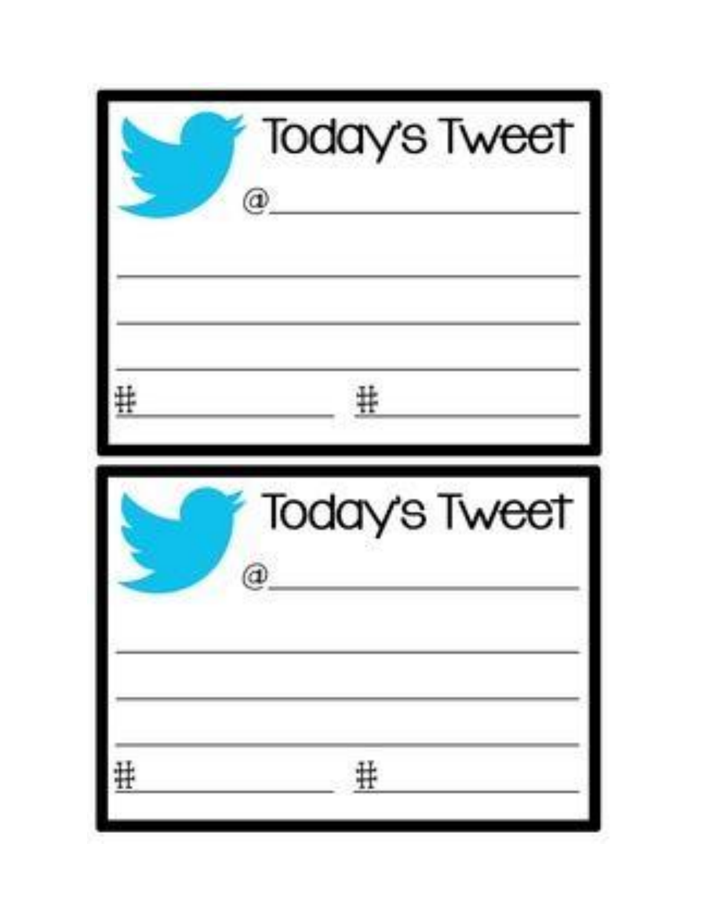## Today's Tweet

@\_\_\_\_\_\_\_\_\_\_\_\_\_\_\_\_\_\_\_\_

\_\_\_\_\_\_\_\_\_\_\_\_\_\_\_\_\_\_\_\_\_\_\_\_\_\_\_\_\_\_

\_\_\_\_\_\_\_\_\_\_\_\_\_\_\_\_\_\_\_\_\_\_\_\_\_\_\_\_\_\_

\_\_\_\_\_\_\_\_\_\_\_\_\_\_\_\_\_\_\_\_\_\_\_\_\_\_\_\_\_\_

#\_\_\_\_\_\_\_\_\_\_\_\_ #\_\_\_\_\_\_\_\_\_\_\_\_

## Today's Tweet

@\_\_\_\_\_\_\_\_\_\_\_\_\_\_\_\_\_\_\_\_

\_\_\_\_\_\_\_\_\_\_\_\_\_\_\_\_\_\_\_\_\_\_\_\_\_\_\_\_\_\_

\_\_\_\_\_\_\_\_\_\_\_\_\_\_\_\_\_\_\_\_\_\_\_\_\_\_\_\_\_\_

\_\_\_\_\_\_\_\_\_\_\_\_\_\_\_\_\_\_\_\_\_\_\_\_\_\_\_\_\_\_

#\_\_\_\_\_\_\_\_\_\_\_\_ #\_\_\_\_\_\_\_\_\_\_\_\_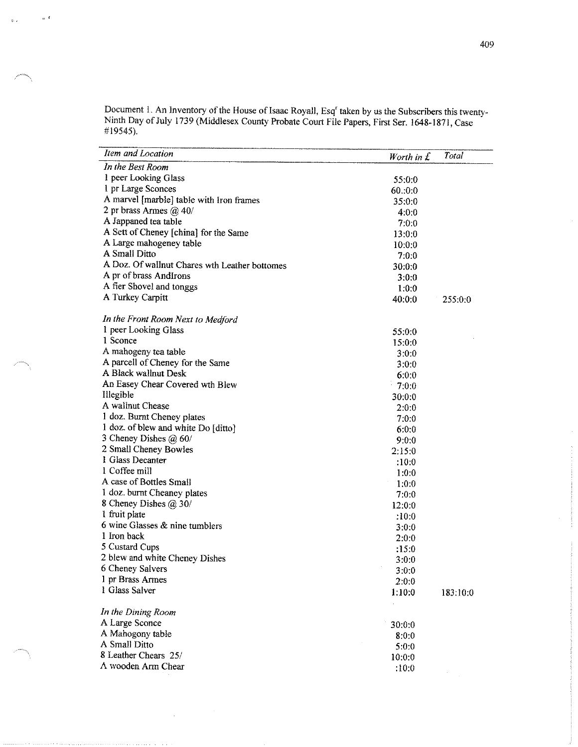Document 1. An Inventory of the House of Isaac Royall, Esq[r] taken by us the Subscribers this twenty-Ninth Day of July 1739 (Middlesex County Probate Court File Papers, First Ser. 1648-1871, Case #19545).

| *Item and Location* | *Worth in £* | *Total* |
|---|---|---|
| *In the Best Room* | | |
| 1 peer Looking Glass | 55:0:0 | |
| 1 pr Large Sconces | 60.:0:0 | |
| A marvel [marble] table with Iron frames | 35:0:0 | |
| 2 pr brass Armes @ 40/ | 4:0:0 | |
| A Jappaned tea table | 7:0:0 | |
| A Sett of Cheney [china] for the Same | 13:0:0 | |
| A Large mahogeney table | 10:0:0 | |
| A Small Ditto | 7:0:0 | |
| A Doz. Of wallnut Chares wth Leather bottomes | 30:0:0 | |
| A pr of brass Andlrons | 3:0:0 | |
| A fier Shovel and tonggs | 1:0:0 | |
| A Turkey Carpitt | 40:0:0 | 255:0:0 |
| | | |
| *In the Front Room Next to Medford* | | |
| 1 peer Looking Glass | 55:0:0 | |
| 1 Sconce | 15:0:0 | |
| A mahogeny tea table | 3:0:0 | |
| A parcell of Cheney for the Same | 3:0:0 | |
| A Black wallnut Desk | 6:0:0 | |
| An Easey Chear Covered wth Blew | 7:0:0 | |
| Illegible | 30:0:0 | |
| A wallnut Chease | 2:0:0 | |
| 1 doz. Burnt Cheney plates | 7:0:0 | |
| 1 doz. of blew and white Do [ditto] | 6:0:0 | |
| 3 Cheney Dishes @ 60/ | 9:0:0 | |
| 2 Small Cheney Bowles | 2:15:0 | |
| 1 Glass Decanter | :10:0 | |
| 1 Coffee mill | 1:0:0 | |
| A case of Bottles Small | 1:0:0 | |
| 1 doz. burnt Cheaney plates | 7:0:0 | |
| 8 Cheney Dishes @ 30/ | 12:0:0 | |
| 1 fruit plate | :10:0 | |
| 6 wine Glasses & nine tumblers | 3:0:0 | |
| 1 Iron back | 2:0:0 | |
| 5 Custard Cups | :15:0 | |
| 2 blew and white Cheney Dishes | 3:0:0 | |
| 6 Cheney Salvers | 3:0:0 | |
| 1 pr Brass Armes | 2:0:0 | |
| 1 Glass Salver | 1:10:0 | 183:10:0 |
| | | |
| *In the Dining Room* | | |
| A Large Sconce | 30:0:0 | |
| A Mahogony table | 8:0:0 | |
| A Small Ditto | 5:0:0 | |
| 8 Leather Chears 25/ | 10:0:0 | |
| A wooden Arm Chear | :10:0 | |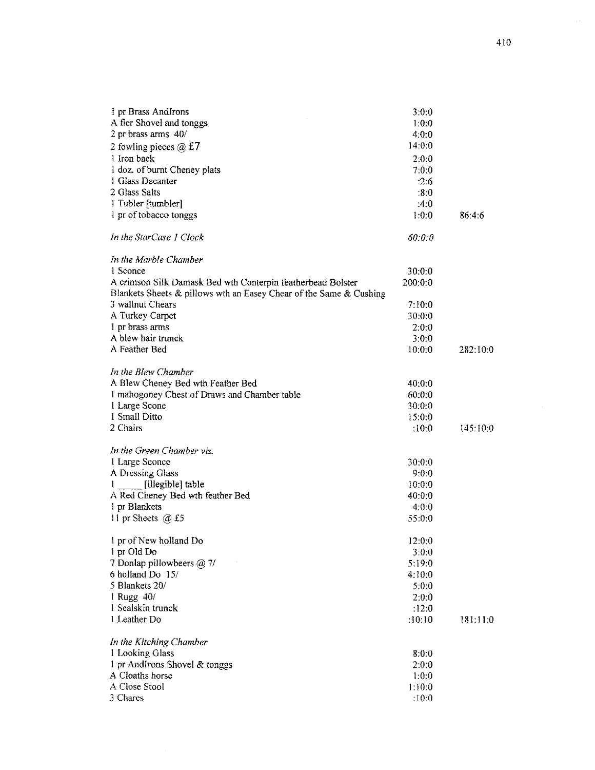| | | |
|---|---|---|
| 1 pr Brass AndIrons | 3:0:0 | |
| A fier Shovel and tonggs | 1:0:0 | |
| 2 pr brass arms 40/ | 4:0:0 | |
| 2 fowling pieces @ £7 | 14:0:0 | |
| 1 Iron back | 2:0:0 | |
| 1 doz. of burnt Cheney plats | 7:0:0 | |
| 1 Glass Decanter | :2:6 | |
| 2 Glass Salts | :8:0 | |
| 1 Tubler [tumbler] | :4:0 | |
| 1 pr of tobacco tonggs | 1:0:0 | 86:4:6 |
| | | |
| *In the StarCase 1 Clock* | *60:0:0* | |
| | | |
| *In the Marble Chamber* | | |
| 1 Sconce | 30:0:0 | |
| A crimson Silk Damask Bed wth Conterpin featherbead Bolster Blankets Sheets & pillows wth an Easey Chear of the Same & Cushing | 200:0:0 | |
| 3 wallnut Chears | 7:10:0 | |
| A Turkey Carpet | 30:0:0 | |
| 1 pr brass arms | 2:0:0 | |
| A blew hair trunck | 3:0:0 | |
| A Feather Bed | 10:0:0 | 282:10:0 |
| | | |
| *In the Blew Chamber* | | |
| A Blew Cheney Bed wth Feather Bed | 40:0:0 | |
| 1 mahogoney Chest of Draws and Chamber table | 60:0:0 | |
| 1 Large Scone | 30:0:0 | |
| 1 Small Ditto | 15:0:0 | |
| 2 Chairs | :10:0 | 145:10:0 |
| | | |
| *In the Green Chamber viz.* | | |
| 1 Large Sconce | 30:0:0 | |
| A Dressing Glass | 9:0:0 | |
| 1 _____ [illegible] table | 10:0:0 | |
| A Red Cheney Bed wth feather Bed | 40:0:0 | |
| 1 pr Blankets | 4:0:0 | |
| 11 pr Sheets @ £5 | 55:0:0 | |
| | | |
| 1 pr of New holland Do | 12:0:0 | |
| 1 pr Old Do | 3:0:0 | |
| 7 Donlap pillowbeers @ 7/ | 5:19:0 | |
| 6 holland Do 15/ | 4:10:0 | |
| 5 Blankets 20/ | 5:0:0 | |
| 1 Rugg 40/ | 2:0:0 | |
| 1 Sealskin trunck | :12:0 | |
| 1 Leather Do | :10:10 | 181:11:0 |
| | | |
| *In the Kitching Chamber* | | |
| 1 Looking Glass | 8:0:0 | |
| 1 pr AndIrons Shovel & tonggs | 2:0:0 | |
| A Cloaths horse | 1:0:0 | |
| A Close Stool | 1:10:0 | |
| 3 Chares | :10:0 | |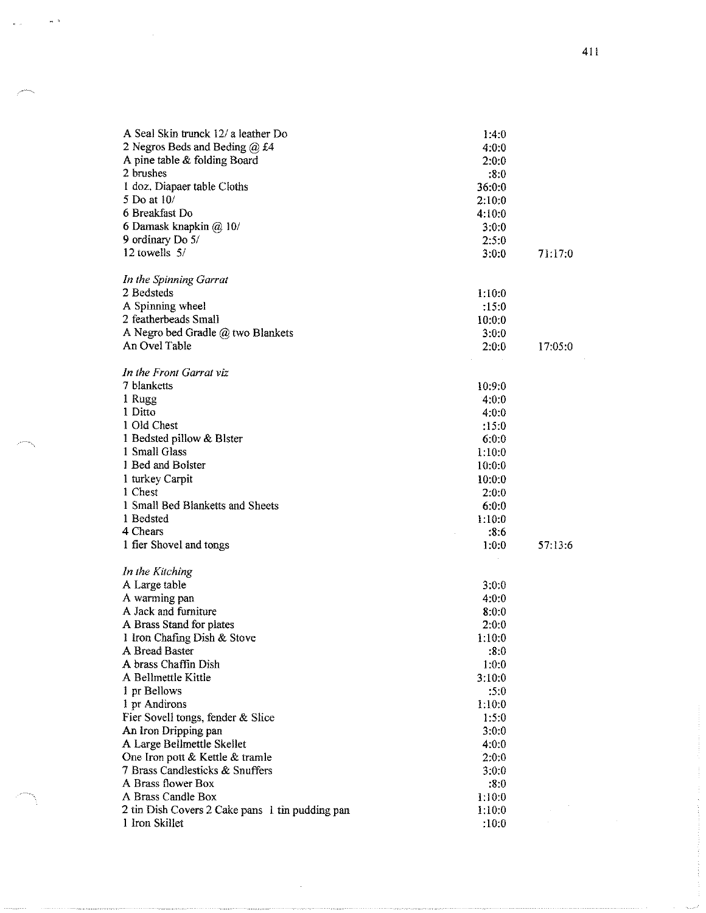| | | |
|---|---|---|
| A Seal Skin trunck 12/ a leather Do | 1:4:0 | |
| 2 Negros Beds and Beding @ £4 | 4:0:0 | |
| A pine table & folding Board | 2:0:0 | |
| 2 brushes | :8:0 | |
| 1 doz. Diapaer table Cloths | 36:0:0 | |
| 5 Do at 10/ | 2:10:0 | |
| 6 Breakfast Do | 4:10:0 | |
| 6 Damask knapkin @ 10/ | 3:0:0 | |
| 9 ordinary Do 5/ | 2:5:0 | |
| 12 towells 5/ | 3:0:0 | 71:17:0 |
| | | |
| *In the Spinning Garrat* | | |
| 2 Bedsteds | 1:10:0 | |
| A Spinning wheel | :15:0 | |
| 2 featherbeads Small | 10:0:0 | |
| A Negro bed Gradle @ two Blankets | 3:0:0 | |
| An Ovel Table | 2:0:0 | 17:05:0 |
| | | |
| *In the Front Garrat viz* | | |
| 7 blanketts | 10:9:0 | |
| 1 Rugg | 4:0:0 | |
| 1 Ditto | 4:0:0 | |
| 1 Old Chest | :15:0 | |
| 1 Bedsted pillow & Blster | 6:0:0 | |
| 1 Small Glass | 1:10:0 | |
| 1 Bed and Bolster | 10:0:0 | |
| 1 turkey Carpit | 10:0:0 | |
| 1 Chest | 2:0:0 | |
| 1 Small Bed Blanketts and Sheets | 6:0:0 | |
| 1 Bedsted | 1:10:0 | |
| 4 Chears | :8:6 | |
| 1 fier Shovel and tongs | 1:0:0 | 57:13:6 |
| | | |
| *In the Kitching* | | |
| A Large table | 3:0:0 | |
| A warming pan | 4:0:0 | |
| A Jack and furniture | 8:0:0 | |
| A Brass Stand for plates | 2:0:0 | |
| 1 Iron Chafing Dish & Stove | 1:10:0 | |
| A Bread Baster | :8:0 | |
| A brass Chaffin Dish | 1:0:0 | |
| A Bellmettle Kittle | 3:10:0 | |
| 1 pr Bellows | :5:0 | |
| 1 pr Andirons | 1:10:0 | |
| Fier Sovell tongs, fender & Slice | 1:5:0 | |
| An Iron Dripping pan | 3:0:0 | |
| A Large Bellmettle Skellet | 4:0:0 | |
| One Iron pott & Kettle & tramle | 2:0:0 | |
| 7 Brass Candlesticks & Snuffers | 3:0:0 | |
| A Brass flower Box | :8:0 | |
| A Brass Candle Box | 1:10:0 | |
| 2 tin Dish Covers 2 Cake pans 1 tin pudding pan | 1:10:0 | |
| 1 Iron Skillet | :10:0 | |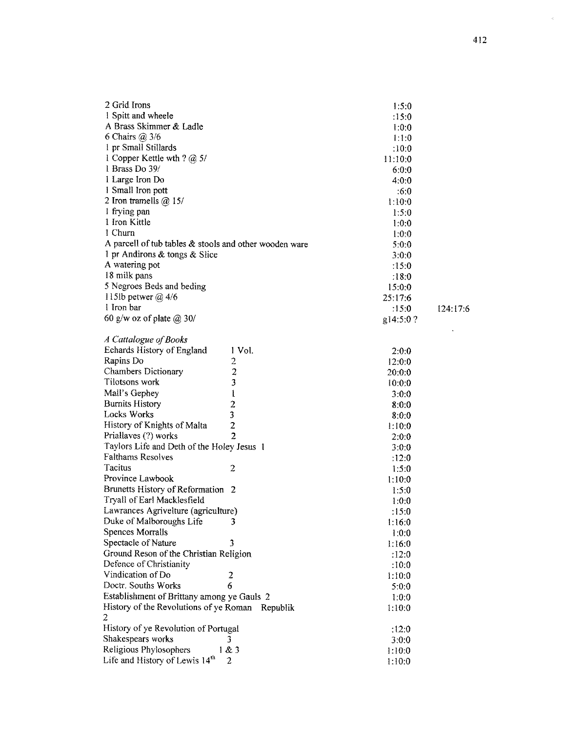| | | |
|---|---|---|
| 2 Grid Irons | 1:5:0 | |
| 1 Spitt and wheele | :15:0 | |
| A Brass Skimmer & Ladle | 1:0:0 | |
| 6 Chairs @ 3/6 | 1:1:0 | |
| 1 pr Small Stillards | :10:0 | |
| 1 Copper Kettle wth ? @ 5/ | 11:10:0 | |
| 1 Brass Do 39/ | 6:0:0 | |
| 1 Large Iron Do | 4:0:0 | |
| 1 Small Iron pott | :6:0 | |
| 2 Iron tramells @ 15/ | 1:10:0 | |
| 1 frying pan | 1:5:0 | |
| 1 Iron Kittle | 1:0:0 | |
| 1 Churn | 1:0:0 | |
| A parcell of tub tables & stools and other wooden ware | 5:0:0 | |
| 1 pr Andirons & tongs & Slice | 3:0:0 | |
| A watering pot | :15:0 | |
| 18 milk pans | :18:0 | |
| 5 Negroes Beds and beding | 15:0:0 | |
| 115lb petwer @ 4/6 | 25:17:6 | |
| 1 Iron bar | :15:0 | 124:17:6 |
| 60 g/w oz of plate @ 30/ | g14:5:0 ? | |

*A Cattalogue of Books*

| | | |
|---|---|---|
| Echards History of England | 1 Vol. | 2:0:0 |
| Rapins Do | 2 | 12:0:0 |
| Chambers Dictionary | 2 | 20:0:0 |
| Tilotsons work | 3 | 10:0:0 |
| Mall's Gephey | 1 | 3:0:0 |
| Burnits History | 2 | 8:0:0 |
| Locks Works | 3 | 8:0:0 |
| History of Knights of Malta | 2 | 1:10:0 |
| Priallaves (?) works | 2 | 2:0:0 |
| Taylors Life and Deth of the Holey Jesus | 1 | 3:0:0 |
| Falthams Resolves | | :12:0 |
| Tacitus | 2 | 1:5:0 |
| Province Lawbook | | 1:10:0 |
| Brunetts History of Reformation | 2 | 1:5:0 |
| Tryall of Earl Macklesfield | | 1:0:0 |
| Lawrances Agrivelture (agriculture) | | :15:0 |
| Duke of Malboroughs Life | 3 | 1:16:0 |
| Spences Morralls | | 1:0:0 |
| Spectacle of Nature | 3 | 1:16:0 |
| Ground Reson of the Christian Religion | | :12:0 |
| Defence of Christianity | | :10:0 |
| Vindication of Do | 2 | 1:10:0 |
| Doctr. Souths Works | 6 | 5:0:0 |
| Establishment of Brittany among ye Gauls | 2 | 1:0:0 |
| History of the Revolutions of ye Roman Republik | 2 | 1:10:0 |
| History of ye Revolution of Portugal | | :12:0 |
| Shakespears works | 3 | 3:0:0 |
| Religious Phylosophers | 1 & 3 | 1:10:0 |
| Life and History of Lewis 14th | 2 | 1:10:0 |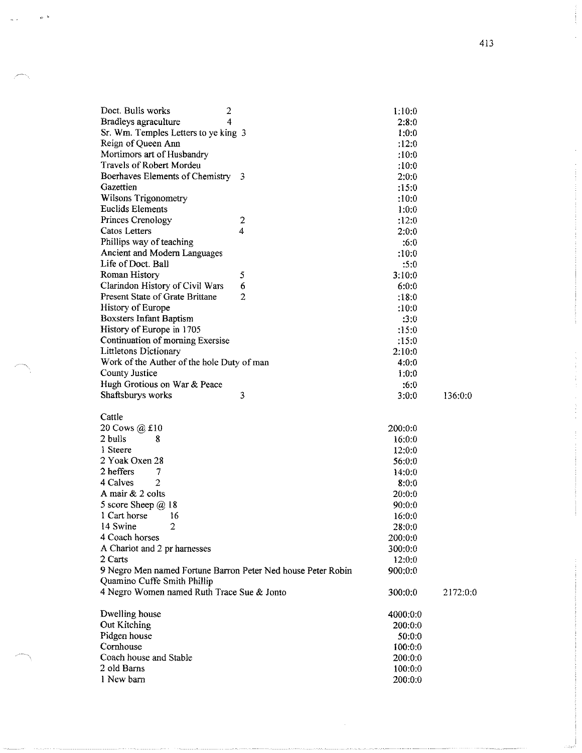| | | | |
|---|---|---|---|
| Doct. Bulls works | 2 | 1:10:0 | |
| Bradleys agraculture | 4 | 2:8:0 | |
| Sr. Wm. Temples Letters to ye king | 3 | 1:0:0 | |
| Reign of Queen Ann | | :12:0 | |
| Mortimors art of Husbandry | | :10:0 | |
| Travels of Robert Mordeu | | :10:0 | |
| Boerhaves Elements of Chemistry | 3 | 2:0:0 | |
| Gazettien | | :15:0 | |
| Wilsons Trigonometry | | :10:0 | |
| Euclids Elements | | 1:0:0 | |
| Princes Crenology | 2 | :12:0 | |
| Catos Letters | 4 | 2:0:0 | |
| Phillips way of teaching | | :6:0 | |
| Ancient and Modern Languages | | :10:0 | |
| Life of Doct. Ball | | :5:0 | |
| Roman History | 5 | 3:10:0 | |
| Clarindon History of Civil Wars | 6 | 6:0:0 | |
| Present State of Grate Brittane | 2 | :18:0 | |
| History of Europe | | :10:0 | |
| Boxsters Infant Baptism | | :3:0 | |
| History of Europe in 1705 | | :15:0 | |
| Continuation of morning Exersise | | :15:0 | |
| Littletons Dictionary | | 2:10:0 | |
| Work of the Auther of the hole Duty of man | | 4:0:0 | |
| County Justice | | 1:0:0 | |
| Hugh Grotious on War & Peace | | :6:0 | |
| Shaftsburys works | 3 | 3:0:0 | 136:0:0 |

| | | | |
|---|---|---|---|
| Cattle | | | |
| 20 Cows @ £10 | | 200:0:0 | |
| 2 bulls | 8 | 16:0:0 | |
| 1 Steere | | 12:0:0 | |
| 2 Yoak Oxen 28 | | 56:0:0 | |
| 2 heffers | 7 | 14:0:0 | |
| 4 Calves | 2 | 8:0:0 | |
| A mair & 2 colts | | 20:0:0 | |
| 5 score Sheep @ 18 | | 90:0:0 | |
| 1 Cart horse | 16 | 16:0:0 | |
| 14 Swine | 2 | 28:0:0 | |
| 4 Coach horses | | 200:0:0 | |
| A Chariot and 2 pr harnesses | | 300:0:0 | |
| 2 Carts | | 12:0:0 | |
| 9 Negro Men named Fortune Barron Peter Ned house Peter Robin Quamino Cuffe Smith Phillip | | 900:0:0 | |
| 4 Negro Women named Ruth Trace Sue & Jonto | | 300:0:0 | 2172:0:0 |

| | |
|---|---|
| Dwelling house | 4000:0:0 |
| Out Kitching | 200:0:0 |
| Pidgen house | 50:0:0 |
| Cornhouse | 100:0:0 |
| Coach house and Stable | 200:0:0 |
| 2 old Barns | 100:0:0 |
| 1 New barn | 200:0:0 |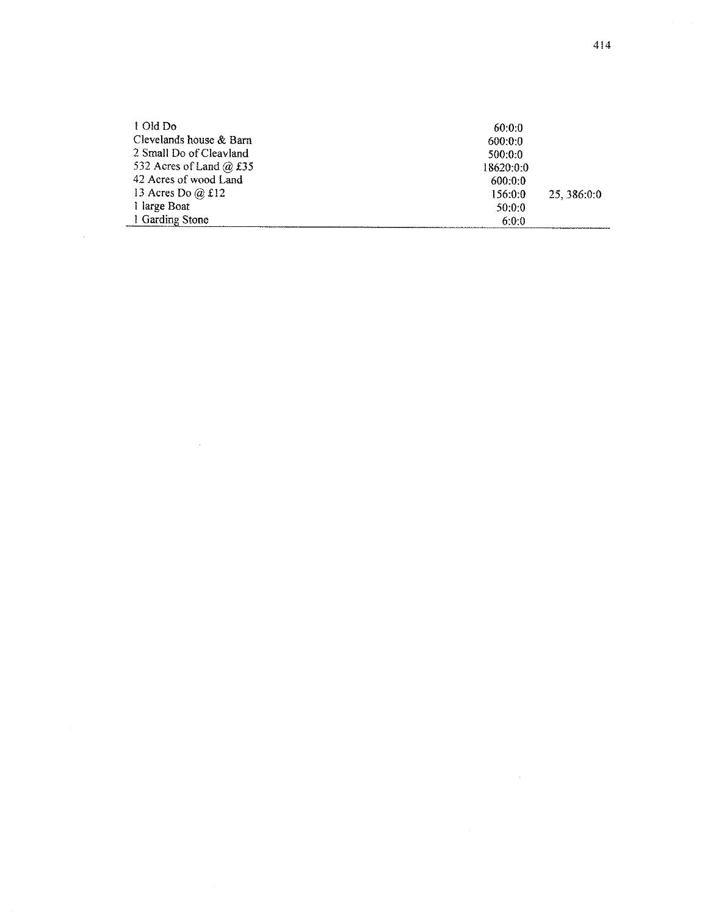| | | |
|---|---|---|
| 1 Old Do | 60:0:0 | |
| Clevelands house & Barn | 600:0:0 | |
| 2 Small Do of Cleavland | 500:0:0 | |
| 532 Acres of Land @ £35 | 18620:0:0 | |
| 42 Acres of wood Land | 600:0:0 | |
| 13 Acres Do @ £12 | 156:0:0 | 25, 386:0:0 |
| 1 large Boat | 50:0:0 | |
| 1 Garding Stone | 6:0:0 | |